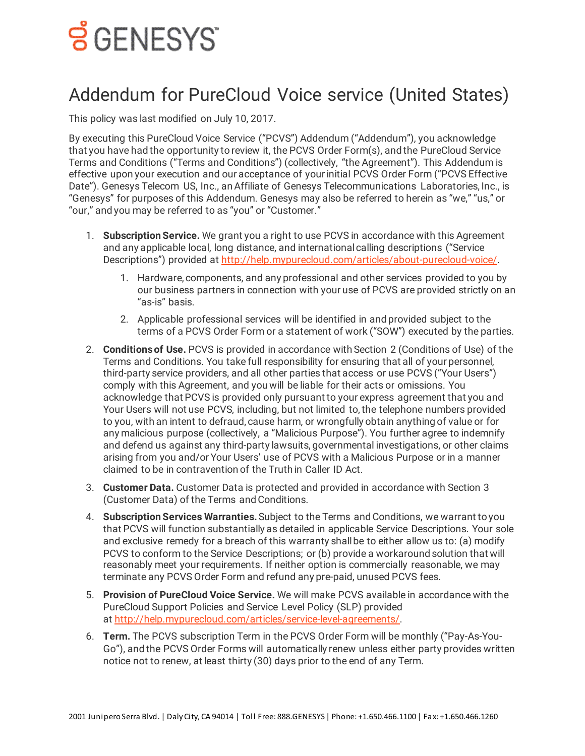GENESYS™

# Addendum for PureCloud Voice service (United States)

This policy was last modified on July 10, 2017.

By executing this PureCloud Voice Service ("PCVS") Addendum ("Addendum"), you acknowledge that you have had the opportunity to review it, the PCVS Order Form(s), and the PureCloud Service Terms and Conditions ("Terms and Conditions") (collectively, "the Agreement"). This Addendum is effective upon your execution and our acceptance of your initial PCVS Order Form ("PCVS Effective Date"). Genesys Telecom US, Inc., an Affiliate of Genesys Telecommunications Laboratories, Inc., is "Genesys" for purposes of this Addendum. Genesys may also be referred to herein as "we," "us," or "our," and you may be referred to as "you" or "Customer."

1. **Subscription Service.** We grant you a right to use PCVS in accordance with this Agreement and any applicable local, long distance, and international calling descriptions ("Service Descriptions") provided at http://help.mypurecloud.com/articles/about-purecloud-voice/.
    1. Hardware, components, and any professional and other services provided to you by our business partners in connection with your use of PCVS are provided strictly on an "as-is" basis.
    2. Applicable professional services will be identified in and provided subject to the terms of a PCVS Order Form or a statement of work ("SOW") executed by the parties.
2. **Conditions of Use.** PCVS is provided in accordance with Section 2 (Conditions of Use) of the Terms and Conditions. You take full responsibility for ensuring that all of your personnel, third-party service providers, and all other parties that access or use PCVS ("Your Users") comply with this Agreement, and you will be liable for their acts or omissions. You acknowledge that PCVS is provided only pursuant to your express agreement that you and Your Users will not use PCVS, including, but not limited to, the telephone numbers provided to you, with an intent to defraud, cause harm, or wrongfully obtain anything of value or for any malicious purpose (collectively, a "Malicious Purpose"). You further agree to indemnify and defend us against any third-party lawsuits, governmental investigations, or other claims arising from you and/or Your Users' use of PCVS with a Malicious Purpose or in a manner claimed to be in contravention of the Truth in Caller ID Act.
3. **Customer Data.** Customer Data is protected and provided in accordance with Section 3 (Customer Data) of the Terms and Conditions.
4. **Subscription Services Warranties.** Subject to the Terms and Conditions, we warrant to you that PCVS will function substantially as detailed in applicable Service Descriptions. Your sole and exclusive remedy for a breach of this warranty shall be to either allow us to: (a) modify PCVS to conform to the Service Descriptions; or (b) provide a workaround solution that will reasonably meet your requirements. If neither option is commercially reasonable, we may terminate any PCVS Order Form and refund any pre-paid, unused PCVS fees.
5. **Provision of PureCloud Voice Service.** We will make PCVS available in accordance with the PureCloud Support Policies and Service Level Policy (SLP) provided at http://help.mypurecloud.com/articles/service-level-agreements/.
6. **Term.** The PCVS subscription Term in the PCVS Order Form will be monthly ("Pay-As-You-Go"), and the PCVS Order Forms will automatically renew unless either party provides written notice not to renew, at least thirty (30) days prior to the end of any Term.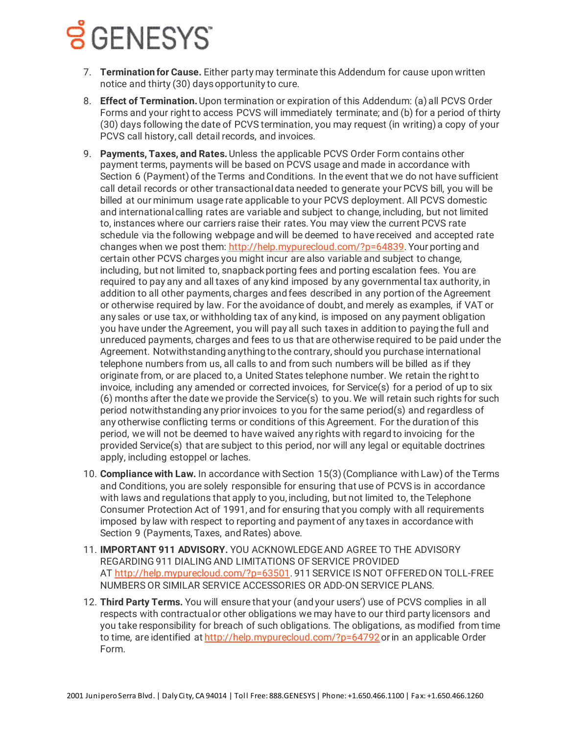7. **Termination for Cause.** Either party may terminate this Addendum for cause upon written notice and thirty (30) days opportunity to cure.

8. **Effect of Termination.** Upon termination or expiration of this Addendum: (a) all PCVS Order Forms and your right to access PCVS will immediately terminate; and (b) for a period of thirty (30) days following the date of PCVS termination, you may request (in writing) a copy of your PCVS call history, call detail records, and invoices.

9. **Payments, Taxes, and Rates.** Unless the applicable PCVS Order Form contains other payment terms, payments will be based on PCVS usage and made in accordance with Section 6 (Payment) of the Terms and Conditions. In the event that we do not have sufficient call detail records or other transactional data needed to generate your PCVS bill, you will be billed at our minimum usage rate applicable to your PCVS deployment. All PCVS domestic and international calling rates are variable and subject to change, including, but not limited to, instances where our carriers raise their rates. You may view the current PCVS rate schedule via the following webpage and will be deemed to have received and accepted rate changes when we post them: http://help.mypurecloud.com/?p=64839. Your porting and certain other PCVS charges you might incur are also variable and subject to change, including, but not limited to, snapback porting fees and porting escalation fees. You are required to pay any and all taxes of any kind imposed by any governmental tax authority, in addition to all other payments, charges and fees described in any portion of the Agreement or otherwise required by law. For the avoidance of doubt, and merely as examples, if VAT or any sales or use tax, or withholding tax of any kind, is imposed on any payment obligation you have under the Agreement, you will pay all such taxes in addition to paying the full and unreduced payments, charges and fees to us that are otherwise required to be paid under the Agreement. Notwithstanding anything to the contrary, should you purchase international telephone numbers from us, all calls to and from such numbers will be billed as if they originate from, or are placed to, a United States telephone number. We retain the right to invoice, including any amended or corrected invoices, for Service(s) for a period of up to six (6) months after the date we provide the Service(s) to you. We will retain such rights for such period notwithstanding any prior invoices to you for the same period(s) and regardless of any otherwise conflicting terms or conditions of this Agreement. For the duration of this period, we will not be deemed to have waived any rights with regard to invoicing for the provided Service(s) that are subject to this period, nor will any legal or equitable doctrines apply, including estoppel or laches.

10. **Compliance with Law.** In accordance with Section 15(3) (Compliance with Law) of the Terms and Conditions, you are solely responsible for ensuring that use of PCVS is in accordance with laws and regulations that apply to you, including, but not limited to, the Telephone Consumer Protection Act of 1991, and for ensuring that you comply with all requirements imposed by law with respect to reporting and payment of any taxes in accordance with Section 9 (Payments, Taxes, and Rates) above.

11. **IMPORTANT 911 ADVISORY.** YOU ACKNOWLEDGE AND AGREE TO THE ADVISORY REGARDING 911 DIALING AND LIMITATIONS OF SERVICE PROVIDED AT http://help.mypurecloud.com/?p=63501. 911 SERVICE IS NOT OFFERED ON TOLL-FREE NUMBERS OR SIMILAR SERVICE ACCESSORIES OR ADD-ON SERVICE PLANS.

12. **Third Party Terms.** You will ensure that your (and your users') use of PCVS complies in all respects with contractual or other obligations we may have to our third party licensors and you take responsibility for breach of such obligations. The obligations, as modified from time to time, are identified at http://help.mypurecloud.com/?p=64792 or in an applicable Order Form.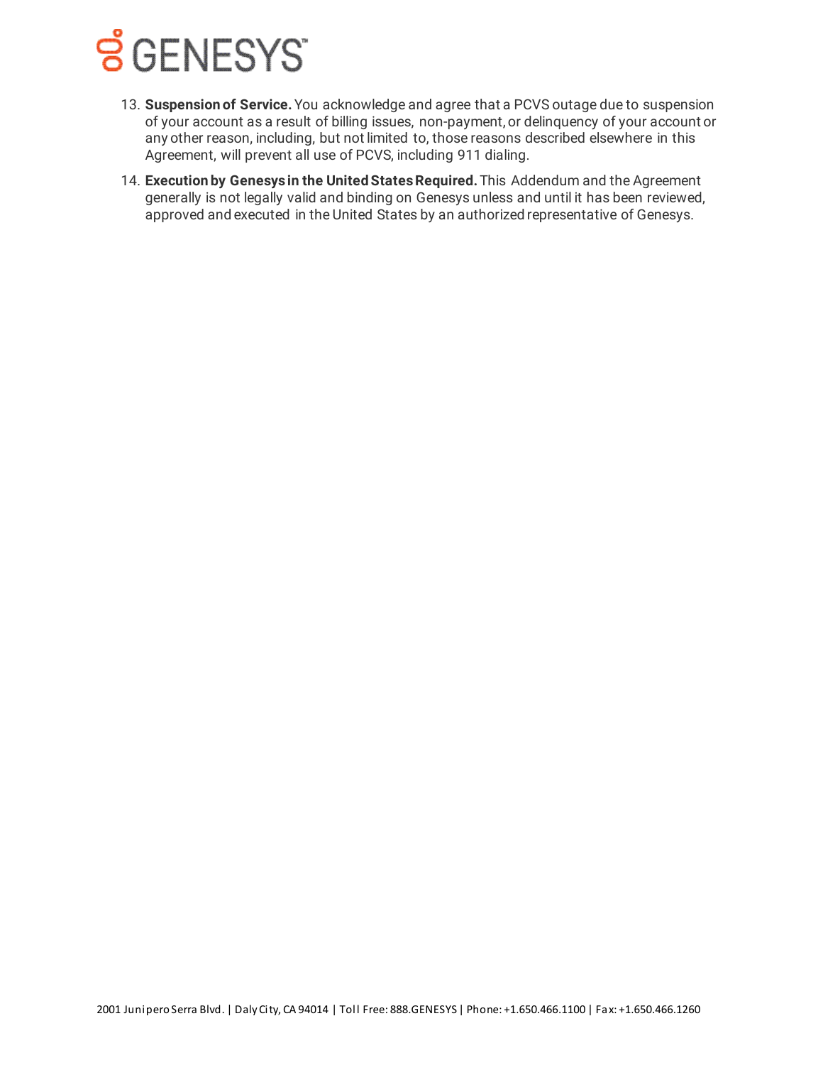13. **Suspension of Service.** You acknowledge and agree that a PCVS outage due to suspension of your account as a result of billing issues, non-payment, or delinquency of your account or any other reason, including, but not limited to, those reasons described elsewhere in this Agreement, will prevent all use of PCVS, including 911 dialing.

14. **Execution by Genesys in the United States Required.** This Addendum and the Agreement generally is not legally valid and binding on Genesys unless and until it has been reviewed, approved and executed in the United States by an authorized representative of Genesys.